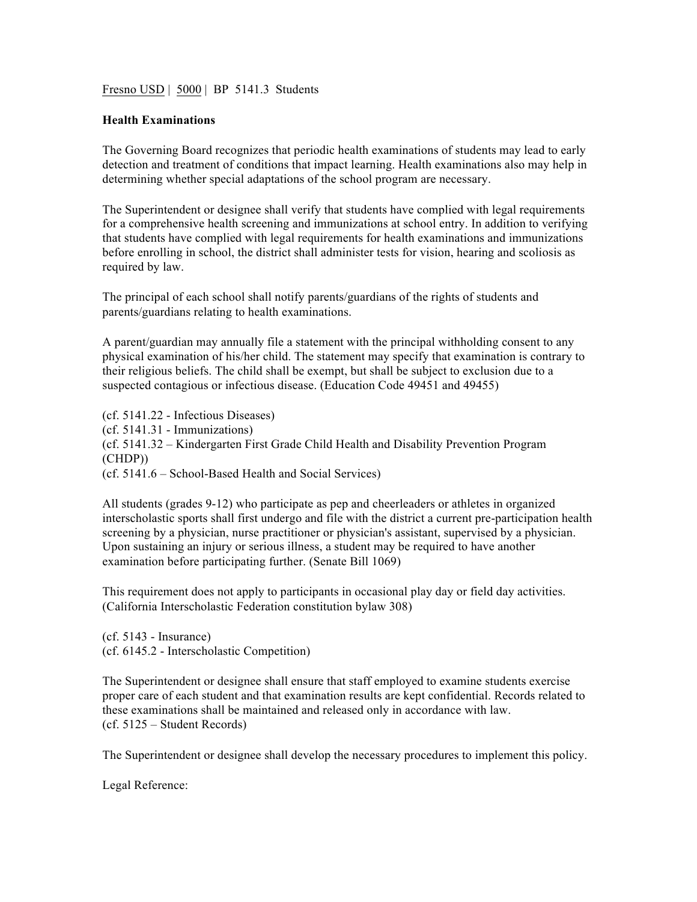Fresno USD | 5000 | BP 5141.3 Students

**Health Examinations**

The Governing Board recognizes that periodic health examinations of students may lead to early detection and treatment of conditions that impact learning. Health examinations also may help in determining whether special adaptations of the school program are necessary.

The Superintendent or designee shall verify that students have complied with legal requirements for a comprehensive health screening and immunizations at school entry. In addition to verifying that students have complied with legal requirements for health examinations and immunizations before enrolling in school, the district shall administer tests for vision, hearing and scoliosis as required by law.

The principal of each school shall notify parents/guardians of the rights of students and parents/guardians relating to health examinations.

A parent/guardian may annually file a statement with the principal withholding consent to any physical examination of his/her child. The statement may specify that examination is contrary to their religious beliefs. The child shall be exempt, but shall be subject to exclusion due to a suspected contagious or infectious disease. (Education Code 49451 and 49455)

(cf. 5141.22 - Infectious Diseases)
(cf. 5141.31 - Immunizations)
(cf. 5141.32 – Kindergarten First Grade Child Health and Disability Prevention Program (CHDP))
(cf. 5141.6 – School-Based Health and Social Services)

All students (grades 9-12) who participate as pep and cheerleaders or athletes in organized interscholastic sports shall first undergo and file with the district a current pre-participation health screening by a physician, nurse practitioner or physician's assistant, supervised by a physician. Upon sustaining an injury or serious illness, a student may be required to have another examination before participating further. (Senate Bill 1069)

This requirement does not apply to participants in occasional play day or field day activities. (California Interscholastic Federation constitution bylaw 308)

(cf. 5143 - Insurance)
(cf. 6145.2 - Interscholastic Competition)

The Superintendent or designee shall ensure that staff employed to examine students exercise proper care of each student and that examination results are kept confidential. Records related to these examinations shall be maintained and released only in accordance with law.
(cf. 5125 – Student Records)

The Superintendent or designee shall develop the necessary procedures to implement this policy.

Legal Reference: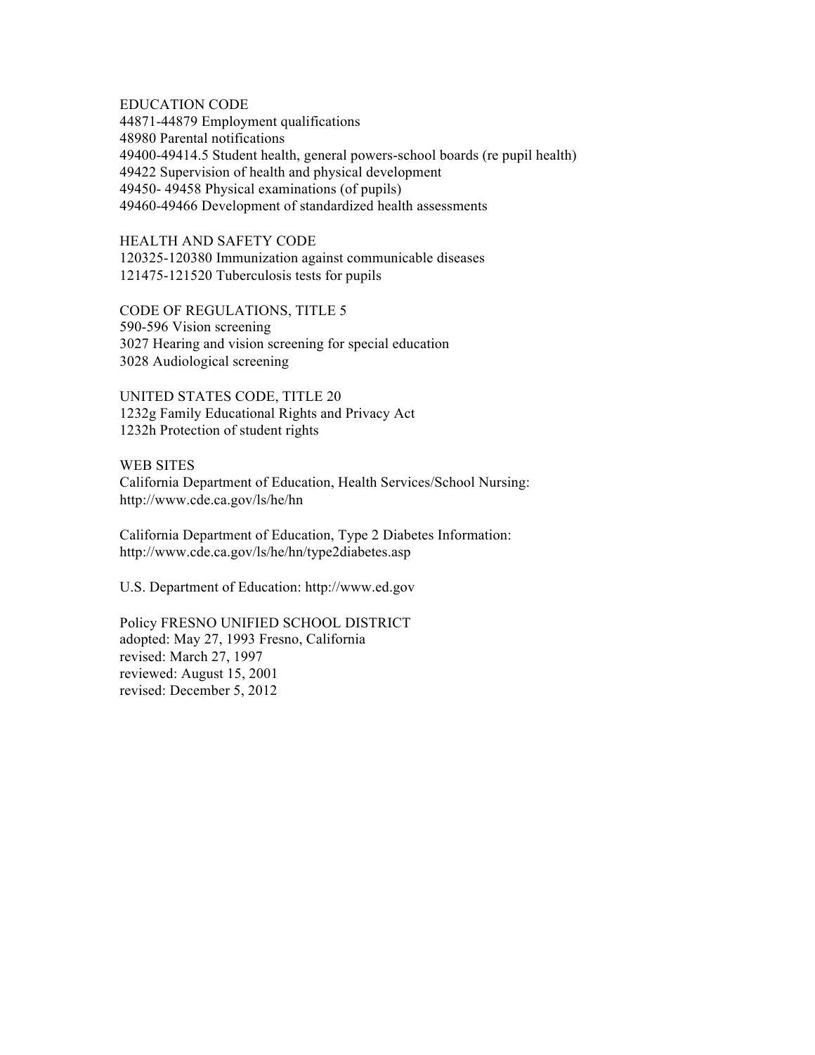EDUCATION CODE
44871-44879 Employment qualifications
48980 Parental notifications
49400-49414.5 Student health, general powers-school boards (re pupil health)
49422 Supervision of health and physical development
49450- 49458 Physical examinations (of pupils)
49460-49466 Development of standardized health assessments

HEALTH AND SAFETY CODE
120325-120380 Immunization against communicable diseases
121475-121520 Tuberculosis tests for pupils

CODE OF REGULATIONS, TITLE 5
590-596 Vision screening
3027 Hearing and vision screening for special education
3028 Audiological screening

UNITED STATES CODE, TITLE 20
1232g Family Educational Rights and Privacy Act
1232h Protection of student rights

WEB SITES
California Department of Education, Health Services/School Nursing:
http://www.cde.ca.gov/ls/he/hn

California Department of Education, Type 2 Diabetes Information:
http://www.cde.ca.gov/ls/he/hn/type2diabetes.asp

U.S. Department of Education: http://www.ed.gov

Policy FRESNO UNIFIED SCHOOL DISTRICT
adopted: May 27, 1993 Fresno, California
revised: March 27, 1997
reviewed: August 15, 2001
revised: December 5, 2012